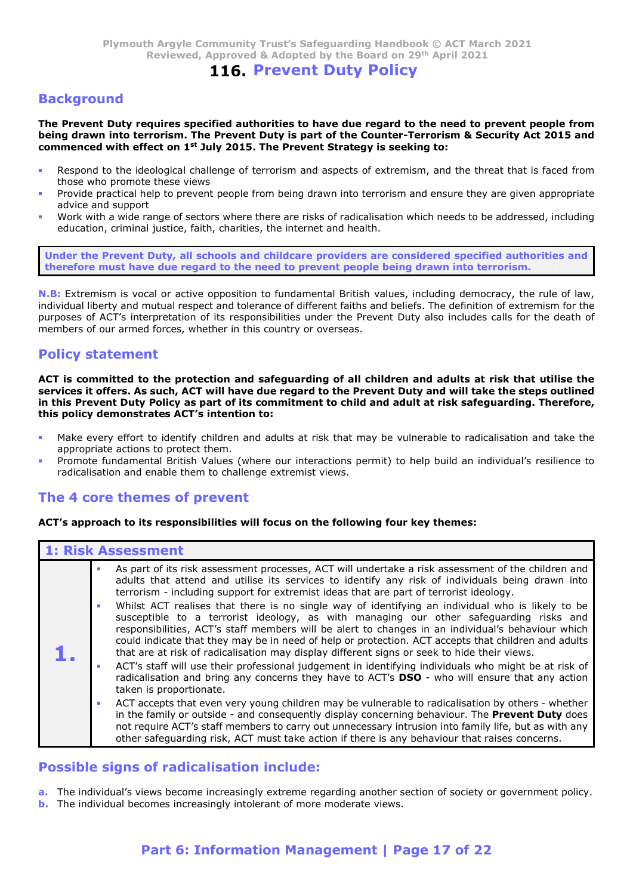# 116. Prevent Duty Policy

## Background

**The Prevent Duty requires specified authorities to have due regard to the need to prevent people from being drawn into terrorism. The Prevent Duty is part of the Counter-Terrorism & Security Act 2015 and commenced with effect on 1st July 2015. The Prevent Strategy is seeking to:**

- Respond to the ideological challenge of terrorism and aspects of extremism, and the threat that is faced from those who promote these views
- Provide practical help to prevent people from being drawn into terrorism and ensure they are given appropriate advice and support
- Work with a wide range of sectors where there are risks of radicalisation which needs to be addressed, including education, criminal justice, faith, charities, the internet and health.

> **Under the Prevent Duty, all schools and childcare providers are considered specified authorities and therefore must have due regard to the need to prevent people being drawn into terrorism.**

**N.B:** Extremism is vocal or active opposition to fundamental British values, including democracy, the rule of law, individual liberty and mutual respect and tolerance of different faiths and beliefs. The definition of extremism for the purposes of ACT's interpretation of its responsibilities under the Prevent Duty also includes calls for the death of members of our armed forces, whether in this country or overseas.

## Policy statement

**ACT is committed to the protection and safeguarding of all children and adults at risk that utilise the services it offers. As such, ACT will have due regard to the Prevent Duty and will take the steps outlined in this Prevent Duty Policy as part of its commitment to child and adult at risk safeguarding. Therefore, this policy demonstrates ACT's intention to:**

- Make every effort to identify children and adults at risk that may be vulnerable to radicalisation and take the appropriate actions to protect them.
- Promote fundamental British Values (where our interactions permit) to help build an individual's resilience to radicalisation and enable them to challenge extremist views.

## The 4 core themes of prevent

**ACT's approach to its responsibilities will focus on the following four key themes:**

### 1: Risk Assessment

**1.**

- As part of its risk assessment processes, ACT will undertake a risk assessment of the children and adults that attend and utilise its services to identify any risk of individuals being drawn into terrorism - including support for extremist ideas that are part of terrorist ideology.
- Whilst ACT realises that there is no single way of identifying an individual who is likely to be susceptible to a terrorist ideology, as with managing our other safeguarding risks and responsibilities, ACT's staff members will be alert to changes in an individual's behaviour which could indicate that they may be in need of help or protection. ACT accepts that children and adults that are at risk of radicalisation may display different signs or seek to hide their views.
- ACT's staff will use their professional judgement in identifying individuals who might be at risk of radicalisation and bring any concerns they have to ACT's **DSO** - who will ensure that any action taken is proportionate.
- ACT accepts that even very young children may be vulnerable to radicalisation by others - whether in the family or outside - and consequently display concerning behaviour. The **Prevent Duty** does not require ACT's staff members to carry out unnecessary intrusion into family life, but as with any other safeguarding risk, ACT must take action if there is any behaviour that raises concerns.

## Possible signs of radicalisation include:

a. The individual's views become increasingly extreme regarding another section of society or government policy.
b. The individual becomes increasingly intolerant of more moderate views.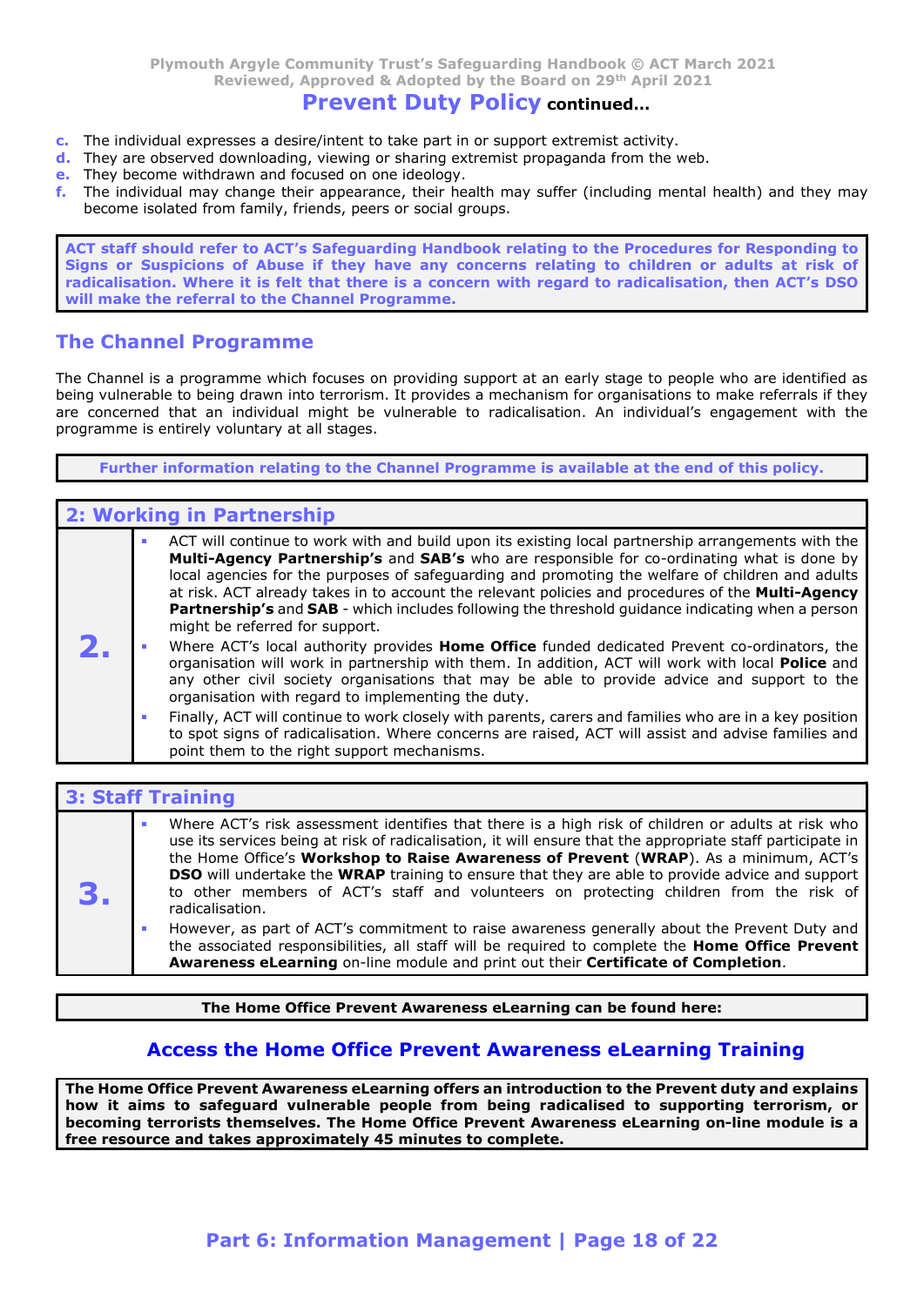## Prevent Duty Policy continued…

c. The individual expresses a desire/intent to take part in or support extremist activity.
d. They are observed downloading, viewing or sharing extremist propaganda from the web.
e. They become withdrawn and focused on one ideology.
f. The individual may change their appearance, their health may suffer (including mental health) and they may become isolated from family, friends, peers or social groups.

**ACT staff should refer to ACT's Safeguarding Handbook relating to the Procedures for Responding to Signs or Suspicions of Abuse if they have any concerns relating to children or adults at risk of radicalisation. Where it is felt that there is a concern with regard to radicalisation, then ACT's DSO will make the referral to the Channel Programme.**

## The Channel Programme

The Channel is a programme which focuses on providing support at an early stage to people who are identified as being vulnerable to being drawn into terrorism. It provides a mechanism for organisations to make referrals if they are concerned that an individual might be vulnerable to radicalisation. An individual's engagement with the programme is entirely voluntary at all stages.

**Further information relating to the Channel Programme is available at the end of this policy.**

## 2: Working in Partnership

- ACT will continue to work with and build upon its existing local partnership arrangements with the **Multi-Agency Partnership's** and **SAB's** who are responsible for co-ordinating what is done by local agencies for the purposes of safeguarding and promoting the welfare of children and adults at risk. ACT already takes in to account the relevant policies and procedures of the **Multi-Agency Partnership's** and **SAB** - which includes following the threshold guidance indicating when a person might be referred for support.
- Where ACT's local authority provides **Home Office** funded dedicated Prevent co-ordinators, the organisation will work in partnership with them. In addition, ACT will work with local **Police** and any other civil society organisations that may be able to provide advice and support to the organisation with regard to implementing the duty.
- Finally, ACT will continue to work closely with parents, carers and families who are in a key position to spot signs of radicalisation. Where concerns are raised, ACT will assist and advise families and point them to the right support mechanisms.

## 3: Staff Training

- Where ACT's risk assessment identifies that there is a high risk of children or adults at risk who use its services being at risk of radicalisation, it will ensure that the appropriate staff participate in the Home Office's **Workshop to Raise Awareness of Prevent** (**WRAP**). As a minimum, ACT's **DSO** will undertake the **WRAP** training to ensure that they are able to provide advice and support to other members of ACT's staff and volunteers on protecting children from the risk of radicalisation.
- However, as part of ACT's commitment to raise awareness generally about the Prevent Duty and the associated responsibilities, all staff will be required to complete the **Home Office Prevent Awareness eLearning** on-line module and print out their **Certificate of Completion**.

**The Home Office Prevent Awareness eLearning can be found here:**

**Access the Home Office Prevent Awareness eLearning Training**

**The Home Office Prevent Awareness eLearning offers an introduction to the Prevent duty and explains how it aims to safeguard vulnerable people from being radicalised to supporting terrorism, or becoming terrorists themselves. The Home Office Prevent Awareness eLearning on-line module is a free resource and takes approximately 45 minutes to complete.**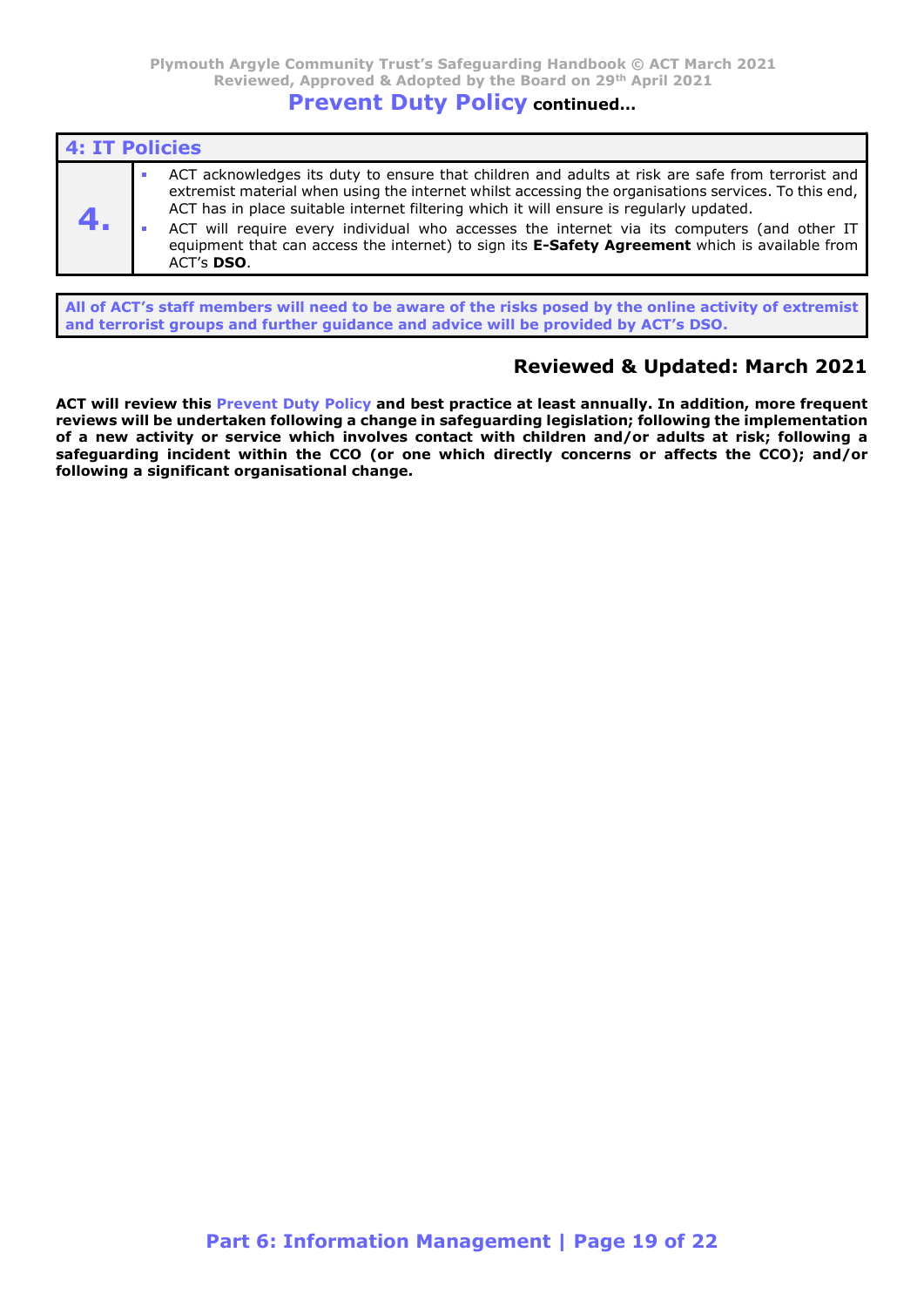## Prevent Duty Policy continued…

| 4: IT Policies | |
|---|---|
| **4.** | ▪ ACT acknowledges its duty to ensure that children and adults at risk are safe from terrorist and extremist material when using the internet whilst accessing the organisations services. To this end, ACT has in place suitable internet filtering which it will ensure is regularly updated.<br>▪ ACT will require every individual who accesses the internet via its computers (and other IT equipment that can access the internet) to sign its **E-Safety Agreement** which is available from ACT's **DSO**. |

**All of ACT's staff members will need to be aware of the risks posed by the online activity of extremist and terrorist groups and further guidance and advice will be provided by ACT's DSO.**

### Reviewed & Updated: March 2021

**ACT will review this Prevent Duty Policy and best practice at least annually. In addition, more frequent reviews will be undertaken following a change in safeguarding legislation; following the implementation of a new activity or service which involves contact with children and/or adults at risk; following a safeguarding incident within the CCO (or one which directly concerns or affects the CCO); and/or following a significant organisational change.**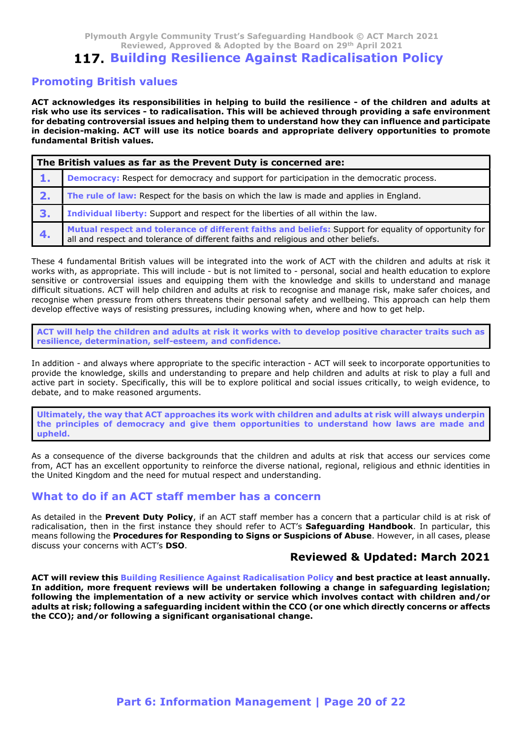# 117. Building Resilience Against Radicalisation Policy

## Promoting British values

**ACT acknowledges its responsibilities in helping to build the resilience - of the children and adults at risk who use its services - to radicalisation. This will be achieved through providing a safe environment for debating controversial issues and helping them to understand how they can influence and participate in decision-making. ACT will use its notice boards and appropriate delivery opportunities to promote fundamental British values.**

| The British values as far as the Prevent Duty is concerned are: | |
|---|---|
| **1.** | **Democracy:** Respect for democracy and support for participation in the democratic process. |
| **2.** | **The rule of law:** Respect for the basis on which the law is made and applies in England. |
| **3.** | **Individual liberty:** Support and respect for the liberties of all within the law. |
| **4.** | **Mutual respect and tolerance of different faiths and beliefs:** Support for equality of opportunity for all and respect and tolerance of different faiths and religious and other beliefs. |

These 4 fundamental British values will be integrated into the work of ACT with the children and adults at risk it works with, as appropriate. This will include - but is not limited to - personal, social and health education to explore sensitive or controversial issues and equipping them with the knowledge and skills to understand and manage difficult situations. ACT will help children and adults at risk to recognise and manage risk, make safer choices, and recognise when pressure from others threatens their personal safety and wellbeing. This approach can help them develop effective ways of resisting pressures, including knowing when, where and how to get help.

**ACT will help the children and adults at risk it works with to develop positive character traits such as resilience, determination, self-esteem, and confidence.**

In addition - and always where appropriate to the specific interaction - ACT will seek to incorporate opportunities to provide the knowledge, skills and understanding to prepare and help children and adults at risk to play a full and active part in society. Specifically, this will be to explore political and social issues critically, to weigh evidence, to debate, and to make reasoned arguments.

**Ultimately, the way that ACT approaches its work with children and adults at risk will always underpin the principles of democracy and give them opportunities to understand how laws are made and upheld.**

As a consequence of the diverse backgrounds that the children and adults at risk that access our services come from, ACT has an excellent opportunity to reinforce the diverse national, regional, religious and ethnic identities in the United Kingdom and the need for mutual respect and understanding.

## What to do if an ACT staff member has a concern

As detailed in the **Prevent Duty Policy**, if an ACT staff member has a concern that a particular child is at risk of radicalisation, then in the first instance they should refer to ACT's **Safeguarding Handbook**. In particular, this means following the **Procedures for Responding to Signs or Suspicions of Abuse**. However, in all cases, please discuss your concerns with ACT's **DSO**.

### Reviewed & Updated: March 2021

**ACT will review this Building Resilience Against Radicalisation Policy and best practice at least annually. In addition, more frequent reviews will be undertaken following a change in safeguarding legislation; following the implementation of a new activity or service which involves contact with children and/or adults at risk; following a safeguarding incident within the CCO (or one which directly concerns or affects the CCO); and/or following a significant organisational change.**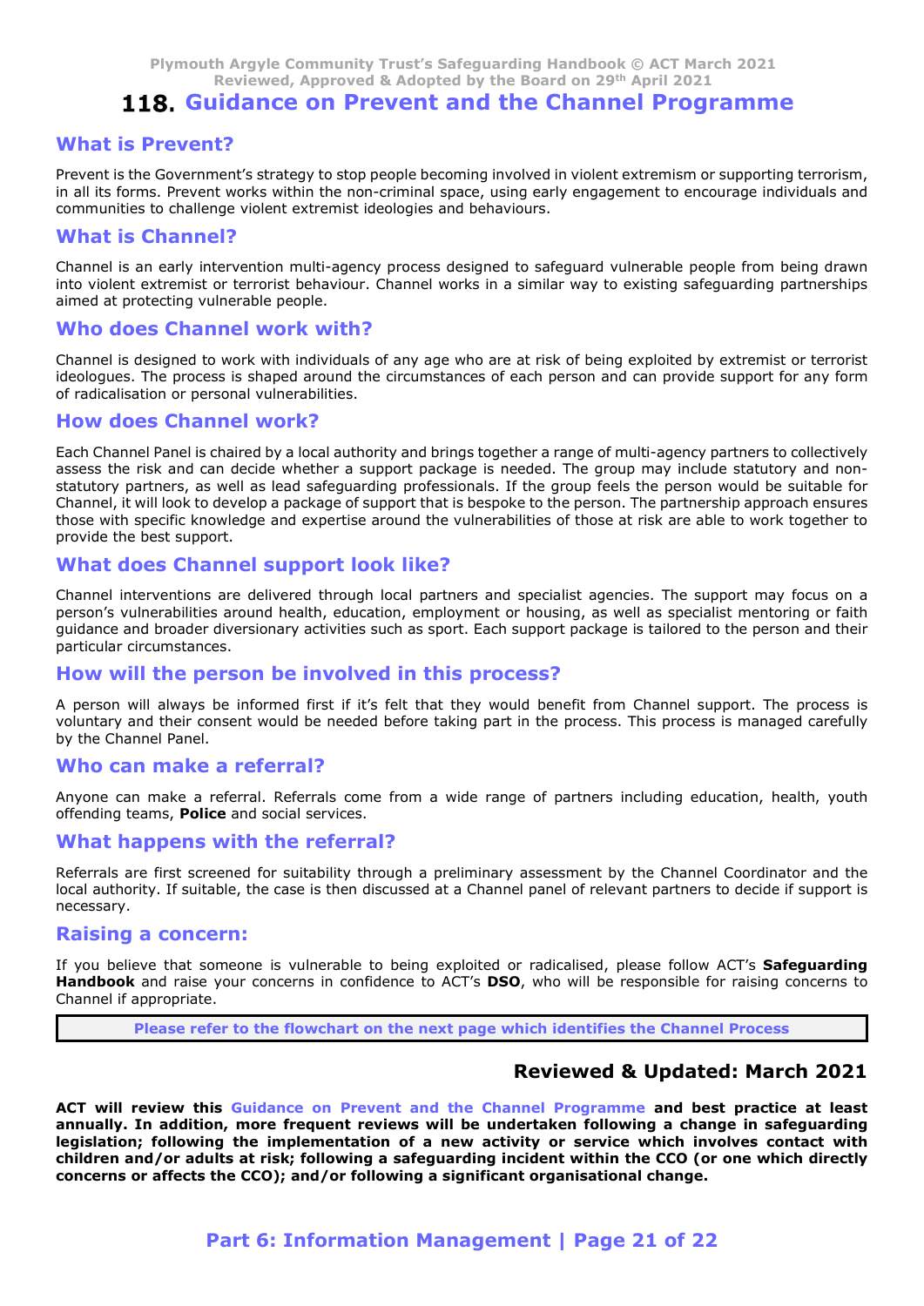# 118. Guidance on Prevent and the Channel Programme

## What is Prevent?

Prevent is the Government's strategy to stop people becoming involved in violent extremism or supporting terrorism, in all its forms. Prevent works within the non-criminal space, using early engagement to encourage individuals and communities to challenge violent extremist ideologies and behaviours.

## What is Channel?

Channel is an early intervention multi-agency process designed to safeguard vulnerable people from being drawn into violent extremist or terrorist behaviour. Channel works in a similar way to existing safeguarding partnerships aimed at protecting vulnerable people.

## Who does Channel work with?

Channel is designed to work with individuals of any age who are at risk of being exploited by extremist or terrorist ideologues. The process is shaped around the circumstances of each person and can provide support for any form of radicalisation or personal vulnerabilities.

## How does Channel work?

Each Channel Panel is chaired by a local authority and brings together a range of multi-agency partners to collectively assess the risk and can decide whether a support package is needed. The group may include statutory and non-statutory partners, as well as lead safeguarding professionals. If the group feels the person would be suitable for Channel, it will look to develop a package of support that is bespoke to the person. The partnership approach ensures those with specific knowledge and expertise around the vulnerabilities of those at risk are able to work together to provide the best support.

## What does Channel support look like?

Channel interventions are delivered through local partners and specialist agencies. The support may focus on a person's vulnerabilities around health, education, employment or housing, as well as specialist mentoring or faith guidance and broader diversionary activities such as sport. Each support package is tailored to the person and their particular circumstances.

## How will the person be involved in this process?

A person will always be informed first if it's felt that they would benefit from Channel support. The process is voluntary and their consent would be needed before taking part in the process. This process is managed carefully by the Channel Panel.

## Who can make a referral?

Anyone can make a referral. Referrals come from a wide range of partners including education, health, youth offending teams, **Police** and social services.

## What happens with the referral?

Referrals are first screened for suitability through a preliminary assessment by the Channel Coordinator and the local authority. If suitable, the case is then discussed at a Channel panel of relevant partners to decide if support is necessary.

## Raising a concern:

If you believe that someone is vulnerable to being exploited or radicalised, please follow ACT's **Safeguarding Handbook** and raise your concerns in confidence to ACT's **DSO**, who will be responsible for raising concerns to Channel if appropriate.

**Please refer to the flowchart on the next page which identifies the Channel Process**

## Reviewed & Updated: March 2021

**ACT will review this Guidance on Prevent and the Channel Programme and best practice at least annually. In addition, more frequent reviews will be undertaken following a change in safeguarding legislation; following the implementation of a new activity or service which involves contact with children and/or adults at risk; following a safeguarding incident within the CCO (or one which directly concerns or affects the CCO); and/or following a significant organisational change.**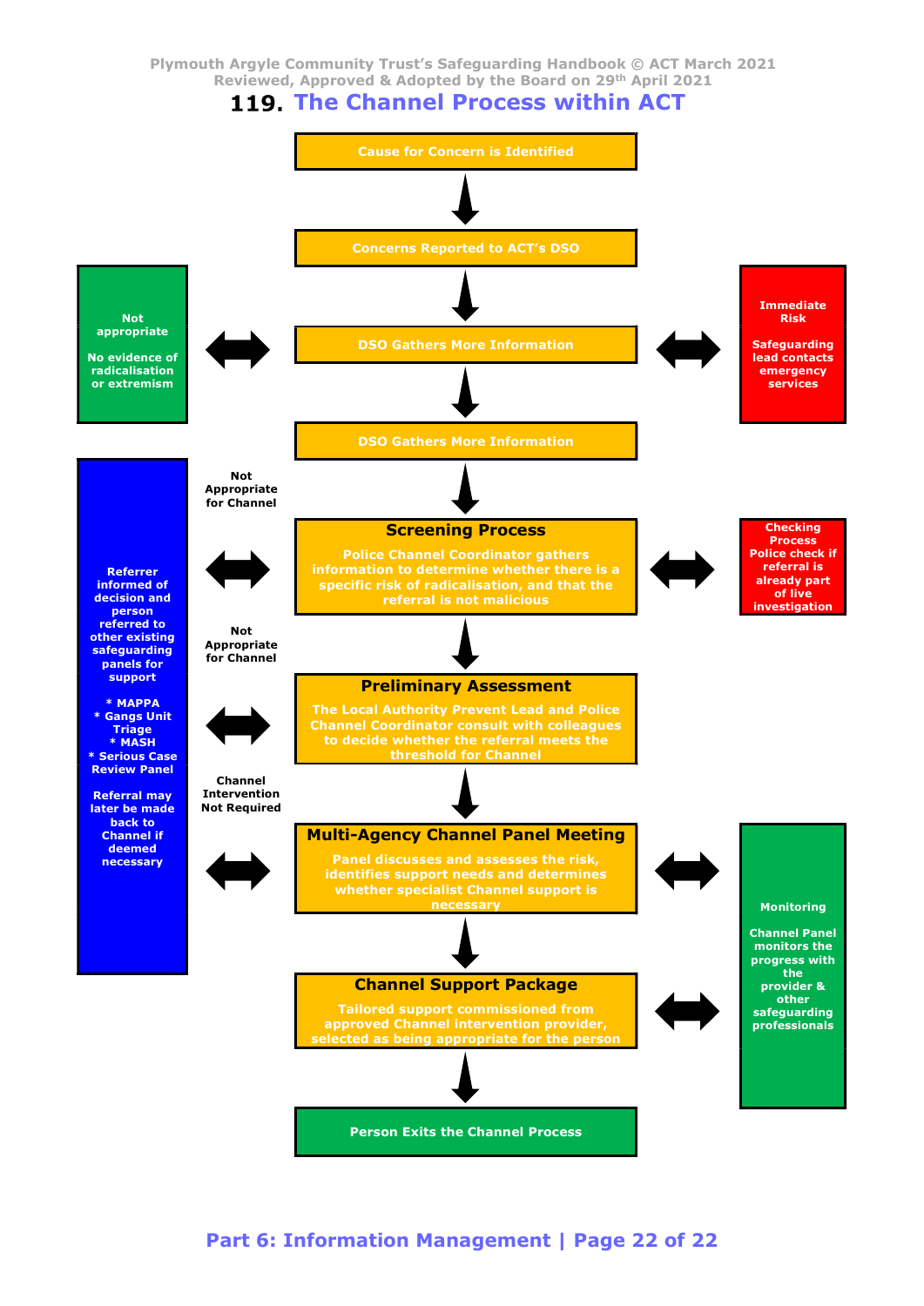## 119. The Channel Process within ACT

Cause for Concern is Identified

Concerns Reported to ACT's DSO

DSO Gathers More Information

Not appropriate

No evidence of radicalisation or extremism

Immediate Risk

Safeguarding lead contacts emergency services

DSO Gathers More Information

Not Appropriate for Channel

**Screening Process**

Police Channel Coordinator gathers information to determine whether there is a specific risk of radicalisation, and that the referral is not malicious

Checking Process

Police check if referral is already part of live investigation

Not Appropriate for Channel

**Preliminary Assessment**

The Local Authority Prevent Lead and Police Channel Coordinator consult with colleagues to decide whether the referral meets the threshold for Channel

Channel Intervention Not Required

Referrer informed of decision and person referred to other existing safeguarding panels for support

* MAPPA
* Gangs Unit Triage
* MASH
* Serious Case Review Panel

Referral may later be made back to Channel if deemed necessary

**Multi-Agency Channel Panel Meeting**

Panel discusses and assesses the risk, identifies support needs and determines whether specialist Channel support is necessary

**Channel Support Package**

Tailored support commissioned from approved Channel intervention provider, selected as being appropriate for the person

Monitoring

Channel Panel monitors the progress with the provider & other safeguarding professionals

Person Exits the Channel Process